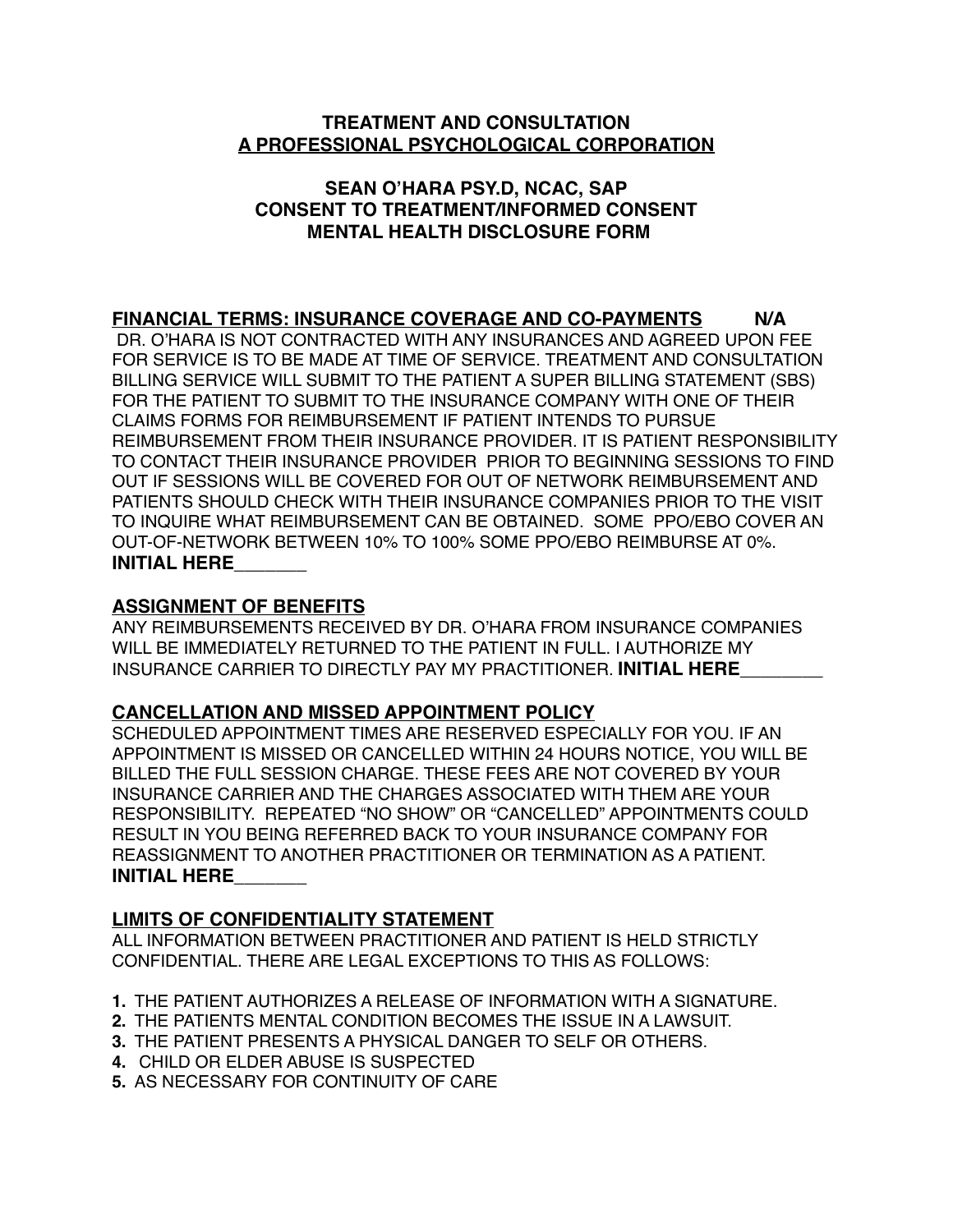**TREATMENT AND CONSULTATION**
**A PROFESSIONAL PSYCHOLOGICAL CORPORATION**

**SEAN O'HARA PSY.D, NCAC, SAP**
**CONSENT TO TREATMENT/INFORMED CONSENT**
**MENTAL HEALTH DISCLOSURE FORM**

**FINANCIAL TERMS: INSURANCE COVERAGE AND CO-PAYMENTS** **N/A**

DR. O'HARA IS NOT CONTRACTED WITH ANY INSURANCES AND AGREED UPON FEE FOR SERVICE IS TO BE MADE AT TIME OF SERVICE. TREATMENT AND CONSULTATION BILLING SERVICE WILL SUBMIT TO THE PATIENT A SUPER BILLING STATEMENT (SBS) FOR THE PATIENT TO SUBMIT TO THE INSURANCE COMPANY WITH ONE OF THEIR CLAIMS FORMS FOR REIMBURSEMENT IF PATIENT INTENDS TO PURSUE REIMBURSEMENT FROM THEIR INSURANCE PROVIDER. IT IS PATIENT RESPONSIBILITY TO CONTACT THEIR INSURANCE PROVIDER PRIOR TO BEGINNING SESSIONS TO FIND OUT IF SESSIONS WILL BE COVERED FOR OUT OF NETWORK REIMBURSEMENT AND PATIENTS SHOULD CHECK WITH THEIR INSURANCE COMPANIES PRIOR TO THE VISIT TO INQUIRE WHAT REIMBURSEMENT CAN BE OBTAINED. SOME PPO/EBO COVER AN OUT-OF-NETWORK BETWEEN 10% TO 100% SOME PPO/EBO REIMBURSE AT 0%.
**INITIAL HERE_______**

**ASSIGNMENT OF BENEFITS**

ANY REIMBURSEMENTS RECEIVED BY DR. O'HARA FROM INSURANCE COMPANIES WILL BE IMMEDIATELY RETURNED TO THE PATIENT IN FULL. I AUTHORIZE MY INSURANCE CARRIER TO DIRECTLY PAY MY PRACTITIONER. **INITIAL HERE________**

**CANCELLATION AND MISSED APPOINTMENT POLICY**

SCHEDULED APPOINTMENT TIMES ARE RESERVED ESPECIALLY FOR YOU. IF AN APPOINTMENT IS MISSED OR CANCELLED WITHIN 24 HOURS NOTICE, YOU WILL BE BILLED THE FULL SESSION CHARGE. THESE FEES ARE NOT COVERED BY YOUR INSURANCE CARRIER AND THE CHARGES ASSOCIATED WITH THEM ARE YOUR RESPONSIBILITY. REPEATED "NO SHOW" OR "CANCELLED" APPOINTMENTS COULD RESULT IN YOU BEING REFERRED BACK TO YOUR INSURANCE COMPANY FOR REASSIGNMENT TO ANOTHER PRACTITIONER OR TERMINATION AS A PATIENT.
**INITIAL HERE_______**

**LIMITS OF CONFIDENTIALITY STATEMENT**

ALL INFORMATION BETWEEN PRACTITIONER AND PATIENT IS HELD STRICTLY CONFIDENTIAL. THERE ARE LEGAL EXCEPTIONS TO THIS AS FOLLOWS:

**1.** THE PATIENT AUTHORIZES A RELEASE OF INFORMATION WITH A SIGNATURE.
**2.** THE PATIENTS MENTAL CONDITION BECOMES THE ISSUE IN A LAWSUIT.
**3.** THE PATIENT PRESENTS A PHYSICAL DANGER TO SELF OR OTHERS.
**4.** CHILD OR ELDER ABUSE IS SUSPECTED
**5.** AS NECESSARY FOR CONTINUITY OF CARE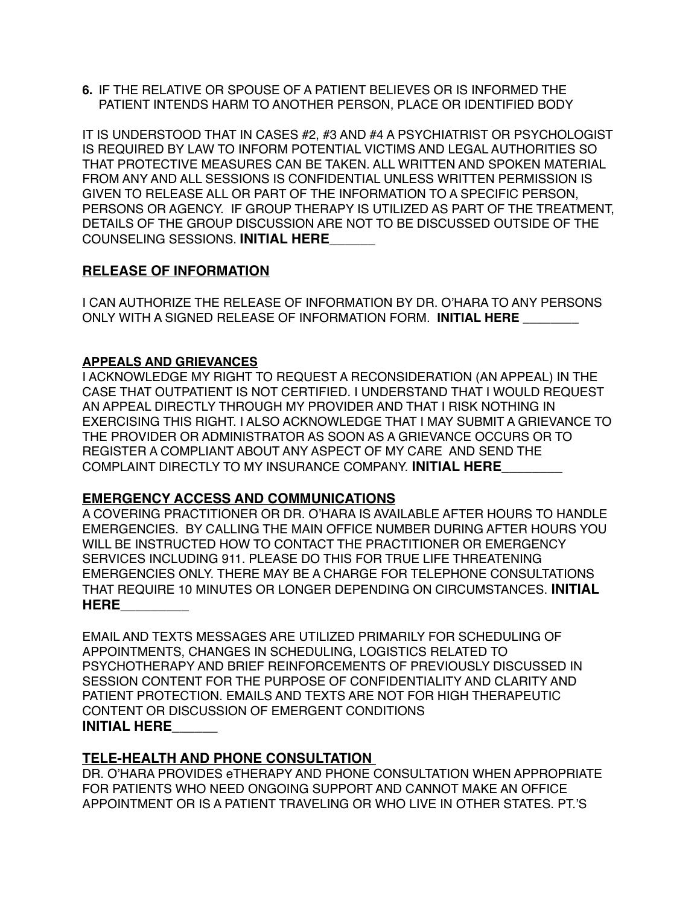**6.** IF THE RELATIVE OR SPOUSE OF A PATIENT BELIEVES OR IS INFORMED THE PATIENT INTENDS HARM TO ANOTHER PERSON, PLACE OR IDENTIFIED BODY

IT IS UNDERSTOOD THAT IN CASES #2, #3 AND #4 A PSYCHIATRIST OR PSYCHOLOGIST IS REQUIRED BY LAW TO INFORM POTENTIAL VICTIMS AND LEGAL AUTHORITIES SO THAT PROTECTIVE MEASURES CAN BE TAKEN. ALL WRITTEN AND SPOKEN MATERIAL FROM ANY AND ALL SESSIONS IS CONFIDENTIAL UNLESS WRITTEN PERMISSION IS GIVEN TO RELEASE ALL OR PART OF THE INFORMATION TO A SPECIFIC PERSON, PERSONS OR AGENCY. IF GROUP THERAPY IS UTILIZED AS PART OF THE TREATMENT, DETAILS OF THE GROUP DISCUSSION ARE NOT TO BE DISCUSSED OUTSIDE OF THE COUNSELING SESSIONS. **INITIAL HERE**______

## RELEASE OF INFORMATION

I CAN AUTHORIZE THE RELEASE OF INFORMATION BY DR. O'HARA TO ANY PERSONS ONLY WITH A SIGNED RELEASE OF INFORMATION FORM. **INITIAL HERE** ________

### APPEALS AND GRIEVANCES

I ACKNOWLEDGE MY RIGHT TO REQUEST A RECONSIDERATION (AN APPEAL) IN THE CASE THAT OUTPATIENT IS NOT CERTIFIED. I UNDERSTAND THAT I WOULD REQUEST AN APPEAL DIRECTLY THROUGH MY PROVIDER AND THAT I RISK NOTHING IN EXERCISING THIS RIGHT. I ALSO ACKNOWLEDGE THAT I MAY SUBMIT A GRIEVANCE TO THE PROVIDER OR ADMINISTRATOR AS SOON AS A GRIEVANCE OCCURS OR TO REGISTER A COMPLIANT ABOUT ANY ASPECT OF MY CARE AND SEND THE COMPLAINT DIRECTLY TO MY INSURANCE COMPANY. **INITIAL HERE**________

## EMERGENCY ACCESS AND COMMUNICATIONS

A COVERING PRACTITIONER OR DR. O'HARA IS AVAILABLE AFTER HOURS TO HANDLE EMERGENCIES. BY CALLING THE MAIN OFFICE NUMBER DURING AFTER HOURS YOU WILL BE INSTRUCTED HOW TO CONTACT THE PRACTITIONER OR EMERGENCY SERVICES INCLUDING 911. PLEASE DO THIS FOR TRUE LIFE THREATENING EMERGENCIES ONLY. THERE MAY BE A CHARGE FOR TELEPHONE CONSULTATIONS THAT REQUIRE 10 MINUTES OR LONGER DEPENDING ON CIRCUMSTANCES. **INITIAL HERE**_________

EMAIL AND TEXTS MESSAGES ARE UTILIZED PRIMARILY FOR SCHEDULING OF APPOINTMENTS, CHANGES IN SCHEDULING, LOGISTICS RELATED TO PSYCHOTHERAPY AND BRIEF REINFORCEMENTS OF PREVIOUSLY DISCUSSED IN SESSION CONTENT FOR THE PURPOSE OF CONFIDENTIALITY AND CLARITY AND PATIENT PROTECTION. EMAILS AND TEXTS ARE NOT FOR HIGH THERAPEUTIC CONTENT OR DISCUSSION OF EMERGENT CONDITIONS
**INITIAL HERE**______

## TELE-HEALTH AND PHONE CONSULTATION

DR. O'HARA PROVIDES eTHERAPY AND PHONE CONSULTATION WHEN APPROPRIATE FOR PATIENTS WHO NEED ONGOING SUPPORT AND CANNOT MAKE AN OFFICE APPOINTMENT OR IS A PATIENT TRAVELING OR WHO LIVE IN OTHER STATES. PT.'S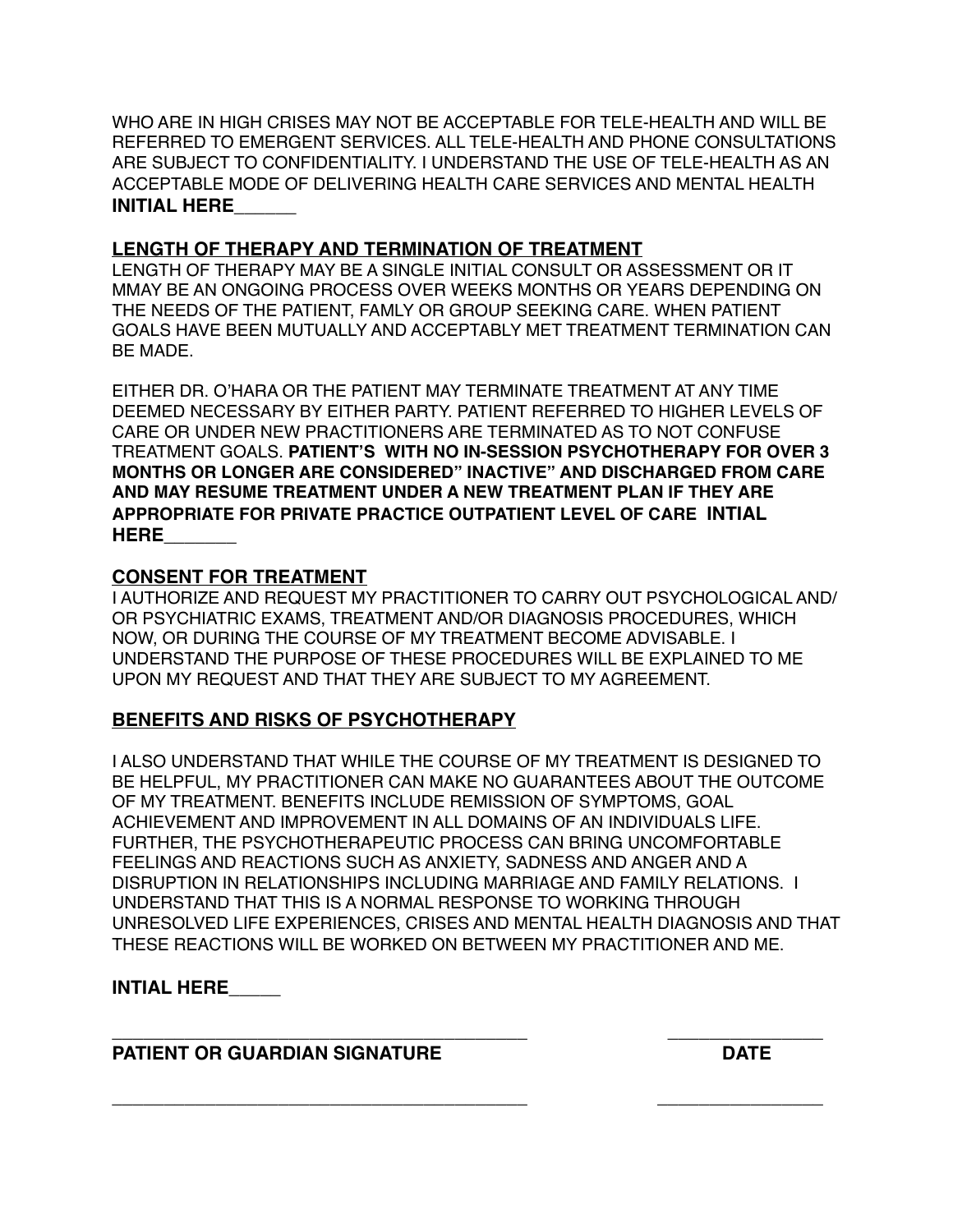WHO ARE IN HIGH CRISES MAY NOT BE ACCEPTABLE FOR TELE-HEALTH AND WILL BE REFERRED TO EMERGENT SERVICES. ALL TELE-HEALTH AND PHONE CONSULTATIONS ARE SUBJECT TO CONFIDENTIALITY. I UNDERSTAND THE USE OF TELE-HEALTH AS AN ACCEPTABLE MODE OF DELIVERING HEALTH CARE SERVICES AND MENTAL HEALTH **INITIAL HERE______**

## LENGTH OF THERAPY AND TERMINATION OF TREATMENT

LENGTH OF THERAPY MAY BE A SINGLE INITIAL CONSULT OR ASSESSMENT OR IT MMAY BE AN ONGOING PROCESS OVER WEEKS MONTHS OR YEARS DEPENDING ON THE NEEDS OF THE PATIENT, FAMLY OR GROUP SEEKING CARE. WHEN PATIENT GOALS HAVE BEEN MUTUALLY AND ACCEPTABLY MET TREATMENT TERMINATION CAN BE MADE.

EITHER DR. O'HARA OR THE PATIENT MAY TERMINATE TREATMENT AT ANY TIME DEEMED NECESSARY BY EITHER PARTY. PATIENT REFERRED TO HIGHER LEVELS OF CARE OR UNDER NEW PRACTITIONERS ARE TERMINATED AS TO NOT CONFUSE TREATMENT GOALS. **PATIENT'S WITH NO IN-SESSION PSYCHOTHERAPY FOR OVER 3 MONTHS OR LONGER ARE CONSIDERED" INACTIVE" AND DISCHARGED FROM CARE AND MAY RESUME TREATMENT UNDER A NEW TREATMENT PLAN IF THEY ARE APPROPRIATE FOR PRIVATE PRACTICE OUTPATIENT LEVEL OF CARE INTIAL HERE_______**

## CONSENT FOR TREATMENT

I AUTHORIZE AND REQUEST MY PRACTITIONER TO CARRY OUT PSYCHOLOGICAL AND/ OR PSYCHIATRIC EXAMS, TREATMENT AND/OR DIAGNOSIS PROCEDURES, WHICH NOW, OR DURING THE COURSE OF MY TREATMENT BECOME ADVISABLE. I UNDERSTAND THE PURPOSE OF THESE PROCEDURES WILL BE EXPLAINED TO ME UPON MY REQUEST AND THAT THEY ARE SUBJECT TO MY AGREEMENT.

## BENEFITS AND RISKS OF PSYCHOTHERAPY

I ALSO UNDERSTAND THAT WHILE THE COURSE OF MY TREATMENT IS DESIGNED TO BE HELPFUL, MY PRACTITIONER CAN MAKE NO GUARANTEES ABOUT THE OUTCOME OF MY TREATMENT. BENEFITS INCLUDE REMISSION OF SYMPTOMS, GOAL ACHIEVEMENT AND IMPROVEMENT IN ALL DOMAINS OF AN INDIVIDUALS LIFE. FURTHER, THE PSYCHOTHERAPEUTIC PROCESS CAN BRING UNCOMFORTABLE FEELINGS AND REACTIONS SUCH AS ANXIETY, SADNESS AND ANGER AND A DISRUPTION IN RELATIONSHIPS INCLUDING MARRIAGE AND FAMILY RELATIONS. I UNDERSTAND THAT THIS IS A NORMAL RESPONSE TO WORKING THROUGH UNRESOLVED LIFE EXPERIENCES, CRISES AND MENTAL HEALTH DIAGNOSIS AND THAT THESE REACTIONS WILL BE WORKED ON BETWEEN MY PRACTITIONER AND ME.

**INTIAL HERE_____**

_____________________________________________ _________________

**PATIENT OR GUARDIAN SIGNATURE** **DATE**

_____________________________________________ _________________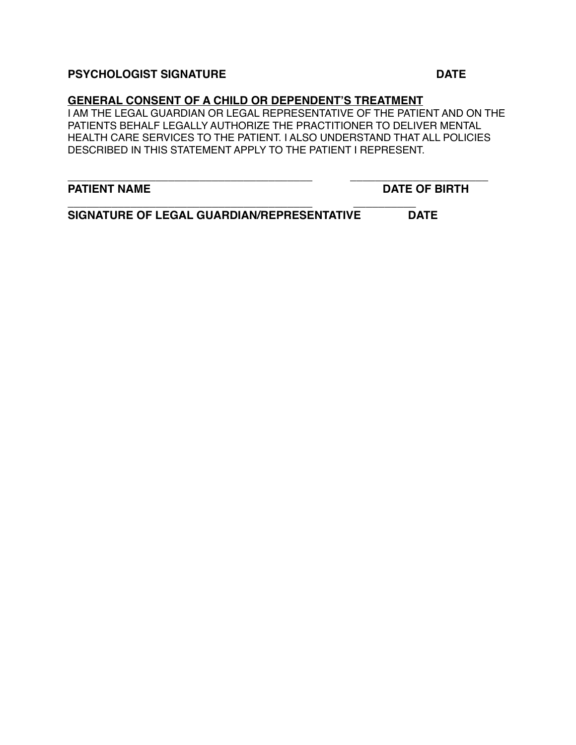**PSYCHOLOGIST SIGNATURE** **DATE**

**GENERAL CONSENT OF A CHILD OR DEPENDENT'S TREATMENT**

I AM THE LEGAL GUARDIAN OR LEGAL REPRESENTATIVE OF THE PATIENT AND ON THE PATIENTS BEHALF LEGALLY AUTHORIZE THE PRACTITIONER TO DELIVER MENTAL HEALTH CARE SERVICES TO THE PATIENT. I ALSO UNDERSTAND THAT ALL POLICIES DESCRIBED IN THIS STATEMENT APPLY TO THE PATIENT I REPRESENT.

_____________________________________________ _________________________

**PATIENT NAME** **DATE OF BIRTH**

_____________________________________________ ___________

**SIGNATURE OF LEGAL GUARDIAN/REPRESENTATIVE** **DATE**